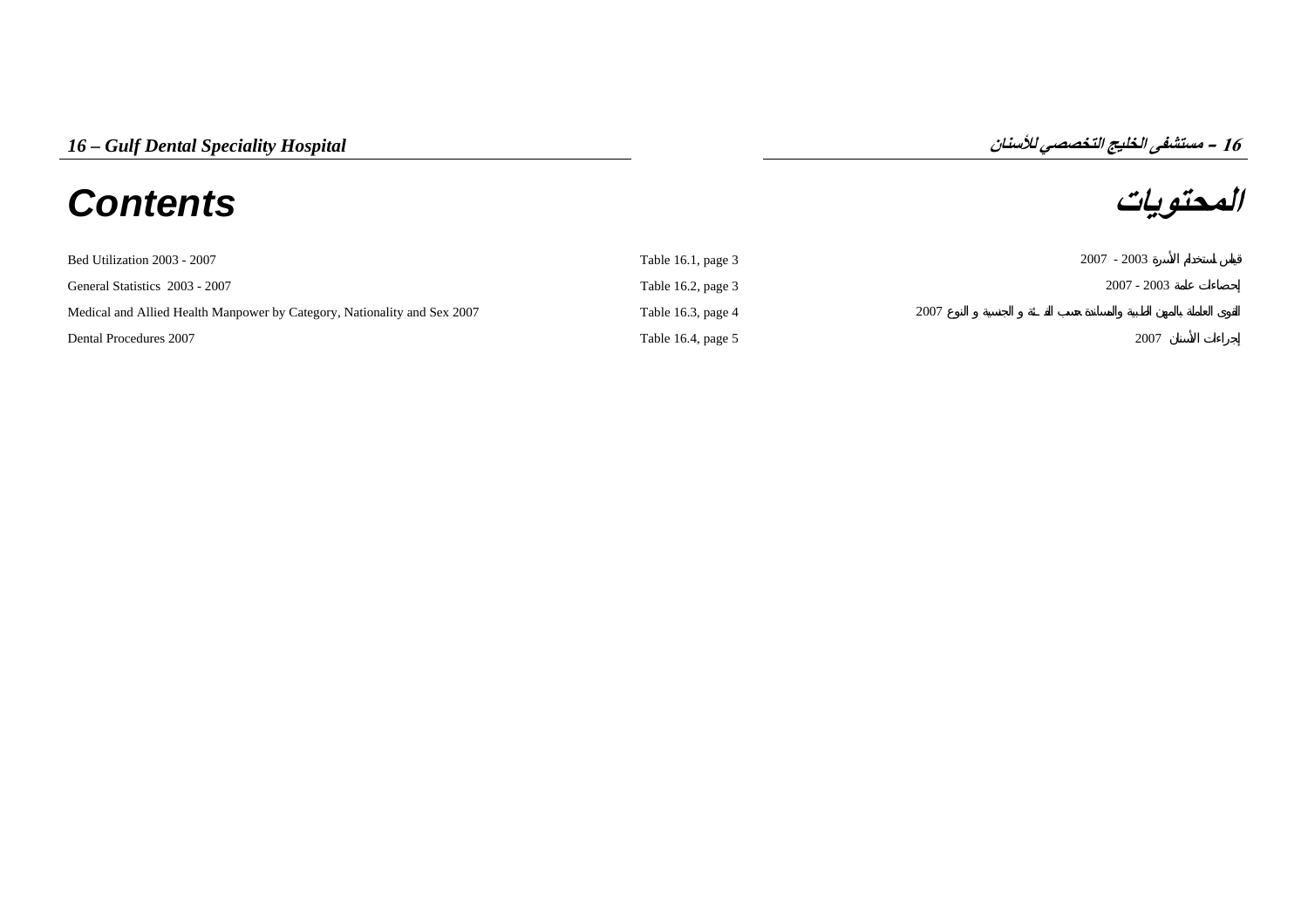*16 – Gulf Dental Speciality Hospital*

***16 – مستشفى الخليج التخصصي للأسنان***

# Contents

# المحتويات

| | | |
|---|---|---|
| Bed Utilization 2003 - 2007 | Table 16.1, page 3 | قياس استخدام الأسرة 2003 - 2007 |
| General Statistics 2003 - 2007 | Table 16.2, page 3 | إحصاءات عامة 2003 - 2007 |
| Medical and Allied Health Manpower by Category, Nationality and Sex 2007 | Table 16.3, page 4 | القوى العاملة بالمهن الطبية والمساندة حسب الفئة و الجنسية و النوع 2007 |
| Dental Procedures 2007 | Table 16.4, page 5 | إجراءات الأسنان 2007 |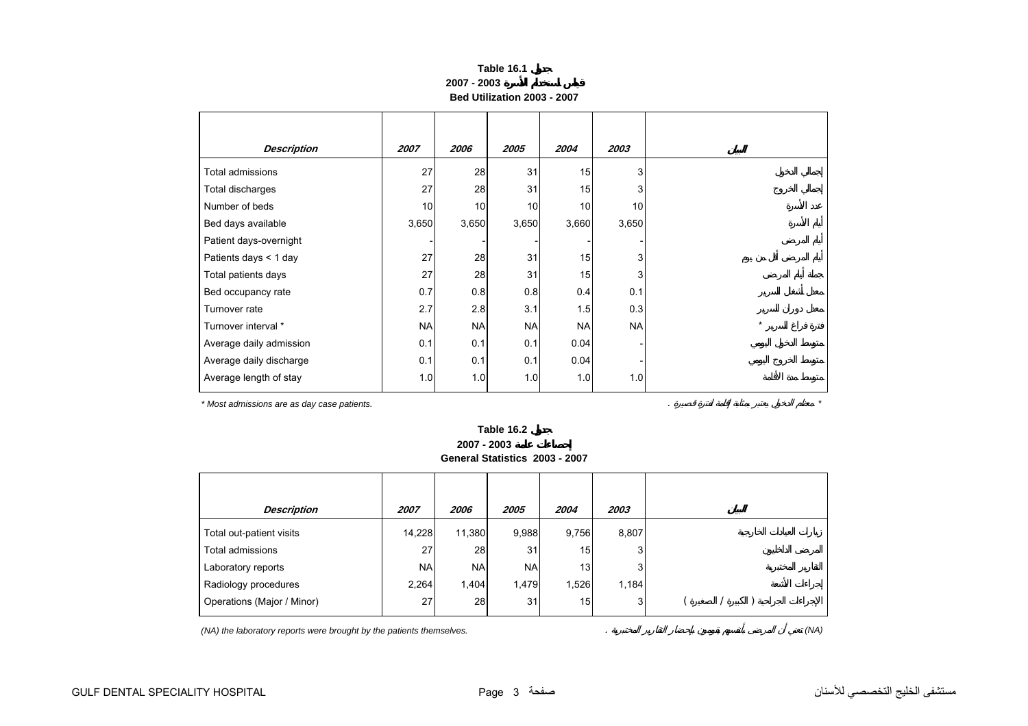**Table 16.1 جدول**

**2007 - 2003 قياس استخدام الأسرة**

**Bed Utilization 2003 - 2007**

| *Description* | *2007* | *2006* | *2005* | *2004* | *2003* | البيان |
|---|---|---|---|---|---|---|
| Total admissions | 27 | 28 | 31 | 15 | 3 | إجمالي الدخول |
| Total discharges | 27 | 28 | 31 | 15 | 3 | إجمالي الخروج |
| Number of beds | 10 | 10 | 10 | 10 | 10 | عدد الأسرة |
| Bed days available | 3,650 | 3,650 | 3,650 | 3,660 | 3,650 | أيام الأسرة |
| Patient days-overnight | - | - | - | - | - | أيام المرضى |
| Patients days < 1 day | 27 | 28 | 31 | 15 | 3 | أيام المرضى أقل من يوم |
| Total patients days | 27 | 28 | 31 | 15 | 3 | جملة أيام المرضى |
| Bed occupancy rate | 0.7 | 0.8 | 0.8 | 0.4 | 0.1 | معدل أشغال السرير |
| Turnover rate | 2.7 | 2.8 | 3.1 | 1.5 | 0.3 | معدل دوران السرير |
| Turnover interval * | NA | NA | NA | NA | NA | فترة فراغ السرير * |
| Average daily admission | 0.1 | 0.1 | 0.1 | 0.04 | - | متوسط الدخول اليومي |
| Average daily discharge | 0.1 | 0.1 | 0.1 | 0.04 | - | متوسط الخروج اليومي |
| Average length of stay | 1.0 | 1.0 | 1.0 | 1.0 | 1.0 | متوسط مدة الأقامة |

*\* Most admissions are as day case patients.*

*\* معظم الدخول يعتبر بمثابة إقامة لفترة قصيرة .*

**Table 16.2 جدول**

**2007 - 2003 إحصاءات عامة**

**General Statistics 2003 - 2007**

| *Description* | *2007* | *2006* | *2005* | *2004* | *2003* | البيان |
|---|---|---|---|---|---|---|
| Total out-patient visits | 14,228 | 11,380 | 9,988 | 9,756 | 8,807 | زيارات العيادات الخارجية |
| Total admissions | 27 | 28 | 31 | 15 | 3 | المرضى الداخليين |
| Laboratory reports | NA | NA | NA | 13 | 3 | التقارير المختبرية |
| Radiology procedures | 2,264 | 1,404 | 1,479 | 1,526 | 1,184 | إجراءات الأشعة |
| Operations (Major / Minor) | 27 | 28 | 31 | 15 | 3 | الإجراءات الجراحية ( الكبيرة / الصغيرة ) |

*(NA) the laboratory reports were brought by the patients themselves.*

*(NA) تعني أن المرضى يقومون بأنفسهم بإحضار التقارير المختبرية .*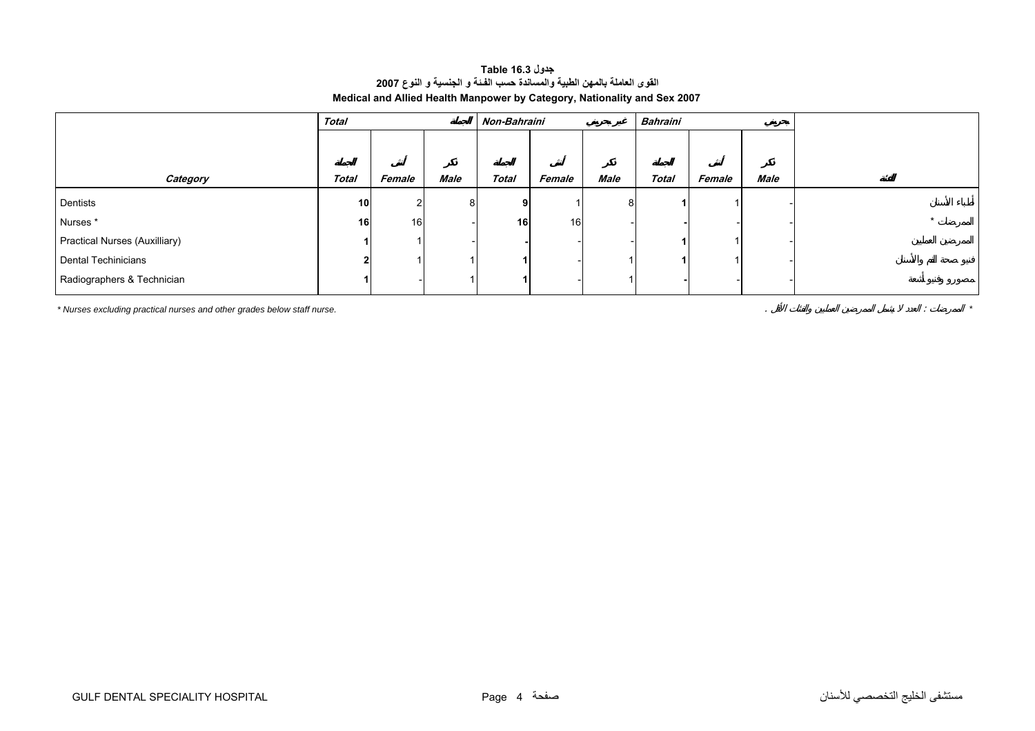**Table 16.3 جدول**

**القوى العاملة بالمهن الطبية والمساندة حسب الفئة و الجنسية و النوع 2007**

**Medical and Allied Health Manpower by Category, Nationality and Sex 2007**

| | *Total* | | الجملة | *Non-Bahraini* | | غير بحريني | *Bahraini* | | بحريني | |
|---|---|---|---|---|---|---|---|---|---|---|
| | الجملة | أنثى | ذكر | الجملة | أنثى | ذكر | الجملة | أنثى | ذكر | |
| ***Category*** | ***Total*** | ***Female*** | ***Male*** | ***Total*** | ***Female*** | ***Male*** | ***Total*** | ***Female*** | ***Male*** | **الفئة** |
| Dentists | **10** | 2 | 8 | **9** | 1 | 8 | **1** | 1 | - | أطباء الأسنان |
| Nurses * | **16** | 16 | - | **16** | 16 | - | **-** | - | - | الممرضات * |
| Practical Nurses (Auxilliary) | **1** | 1 | - | **-** | - | - | **1** | 1 | - | الممرضين العمليين |
| Dental Techinicians | **2** | 1 | 1 | **1** | - | 1 | **1** | 1 | - | فنيو صحة الفم والأسنان |
| Radiographers & Technician | **1** | - | 1 | **1** | - | 1 | **-** | - | - | مصورو وفنيو أشعة |

*\* Nurses excluding practical nurses and other grades below staff nurse.*

* الممرضات : العدد لا يشمل الممرضين العمليين والفئات الأقل .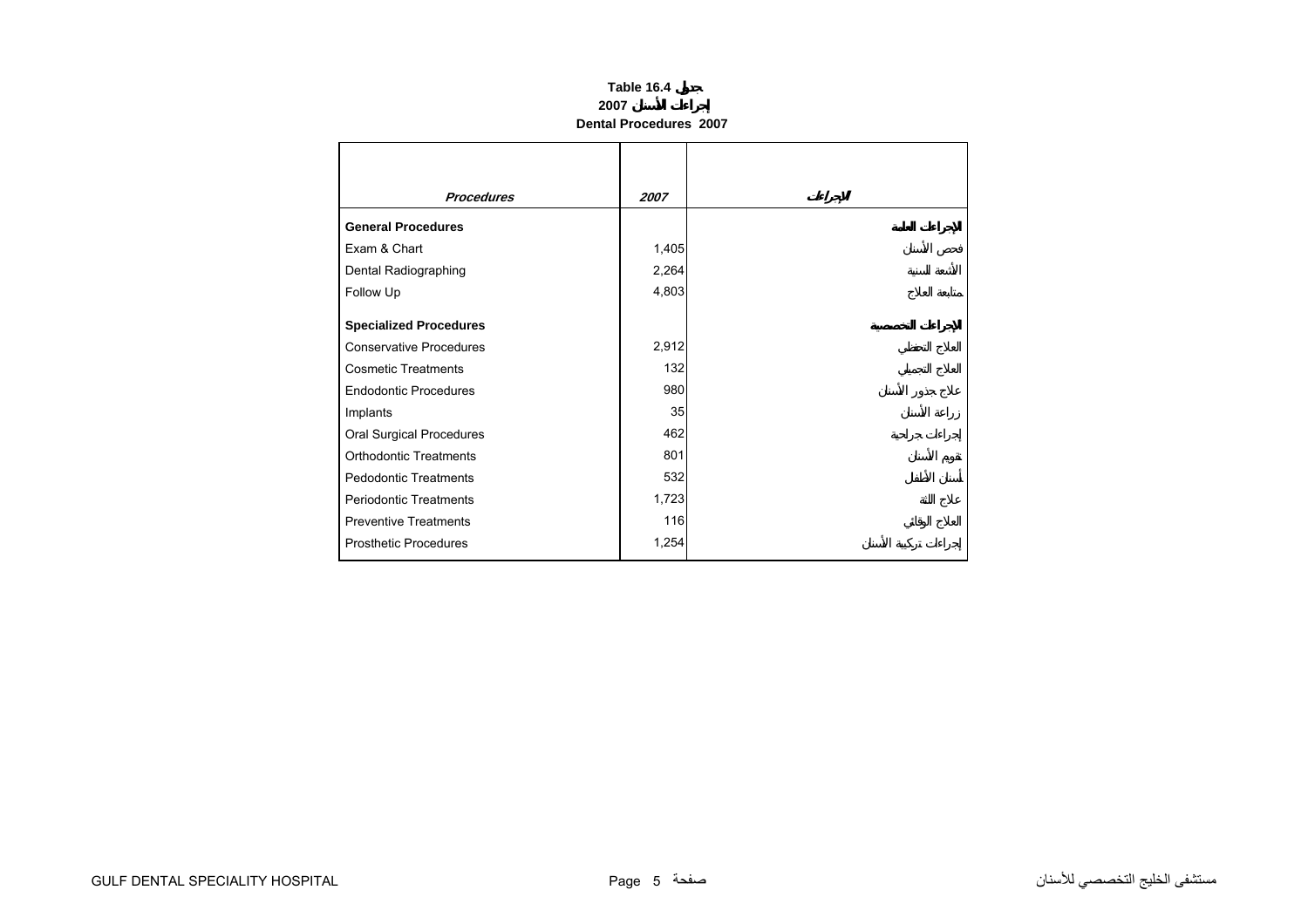**Table 16.4 جدول**

**إجراءات الأسنان 2007**

**Dental Procedures 2007**

| *Procedures* | *2007* | الإجراءات |
| --- | --- | --- |
| **General Procedures** | | **الإجراءات العامة** |
| Exam & Chart | 1,405 | فحص الأسنان |
| Dental Radiographing | 2,264 | الأشعة السنية |
| Follow Up | 4,803 | متابعة العلاج |
| **Specialized Procedures** | | **الإجراءات التخصصية** |
| Conservative Procedures | 2,912 | العلاج التحفظي |
| Cosmetic Treatments | 132 | العلاج التجميلي |
| Endodontic Procedures | 980 | علاج جذور الأسنان |
| Implants | 35 | زراعة الأسنان |
| Oral Surgical Procedures | 462 | إجراءات جراحية |
| Orthodontic Treatments | 801 | تقويم الأسنان |
| Pedodontic Treatments | 532 | أسنان الأطفال |
| Periodontic Treatments | 1,723 | علاج اللثة |
| Preventive Treatments | 116 | العلاج الوقائي |
| Prosthetic Procedures | 1,254 | إجراءات تركيبة الأسنان |